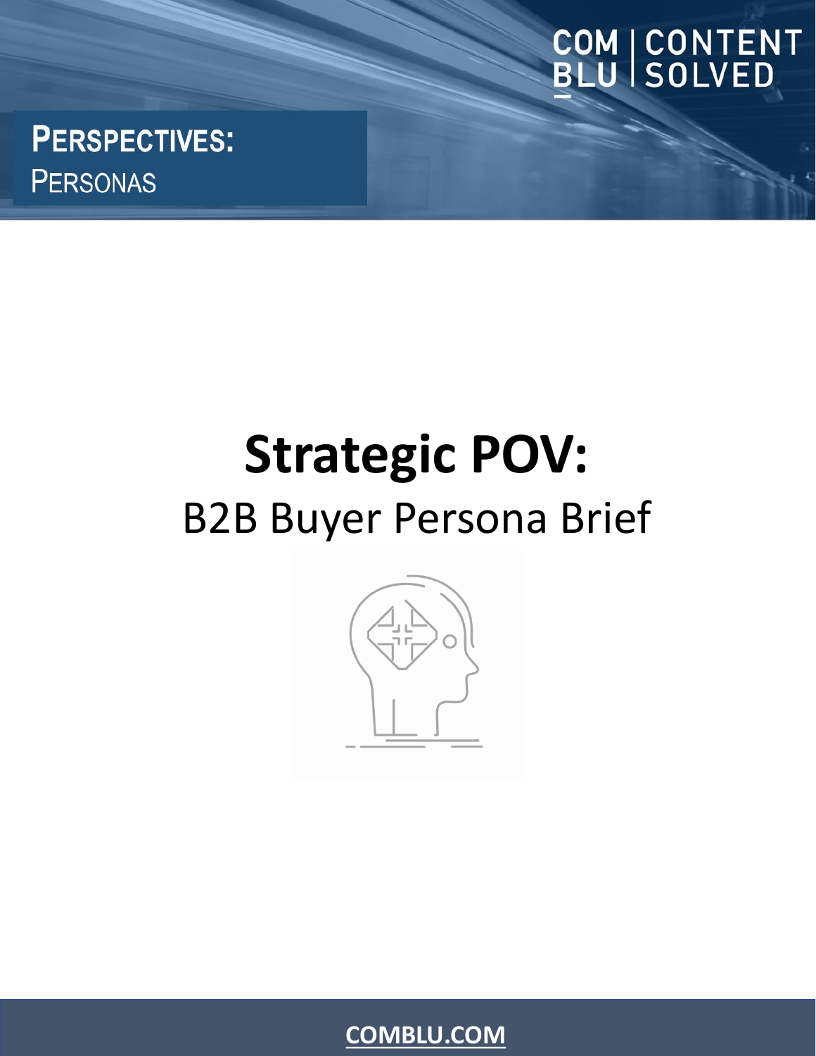COM BLU | CONTENT SOLVED

**PERSPECTIVES:**
PERSONAS

# Strategic POV:

## B2B Buyer Persona Brief

**COMBLU.COM**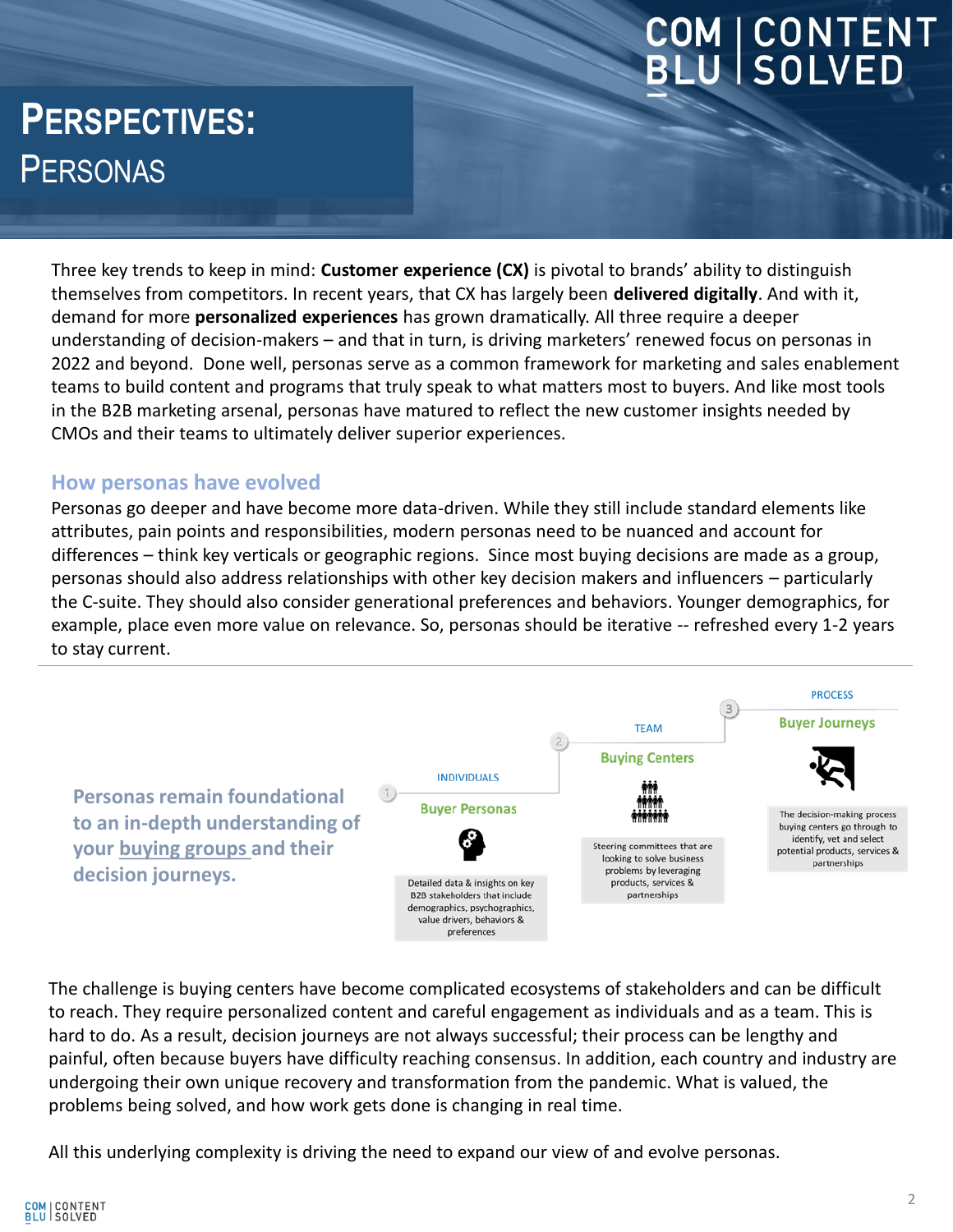# PERSPECTIVES: PERSONAS

Three key trends to keep in mind: **Customer experience (CX)** is pivotal to brands' ability to distinguish themselves from competitors. In recent years, that CX has largely been **delivered digitally**. And with it, demand for more **personalized experiences** has grown dramatically. All three require a deeper understanding of decision-makers – and that in turn, is driving marketers' renewed focus on personas in 2022 and beyond. Done well, personas serve as a common framework for marketing and sales enablement teams to build content and programs that truly speak to what matters most to buyers. And like most tools in the B2B marketing arsenal, personas have matured to reflect the new customer insights needed by CMOs and their teams to ultimately deliver superior experiences.

## How personas have evolved

Personas go deeper and have become more data-driven. While they still include standard elements like attributes, pain points and responsibilities, modern personas need to be nuanced and account for differences – think key verticals or geographic regions. Since most buying decisions are made as a group, personas should also address relationships with other key decision makers and influencers – particularly the C-suite. They should also consider generational preferences and behaviors. Younger demographics, for example, place even more value on relevance. So, personas should be iterative -- refreshed every 1-2 years to stay current.

**Personas remain foundational to an in-depth understanding of your buying groups and their decision journeys.**

1. INDIVIDUALS – **Buyer Personas**: Detailed data & insights on key B2B stakeholders that include demographics, psychographics, value drivers, behaviors & preferences
2. TEAM – **Buying Centers**: Steering committees that are looking to solve business problems by leveraging products, services & partnerships
3. PROCESS – **Buyer Journeys**: The decision-making process buying centers go through to identify, vet and select potential products, services & partnerships

The challenge is buying centers have become complicated ecosystems of stakeholders and can be difficult to reach. They require personalized content and careful engagement as individuals and as a team. This is hard to do. As a result, decision journeys are not always successful; their process can be lengthy and painful, often because buyers have difficulty reaching consensus. In addition, each country and industry are undergoing their own unique recovery and transformation from the pandemic. What is valued, the problems being solved, and how work gets done is changing in real time.

All this underlying complexity is driving the need to expand our view of and evolve personas.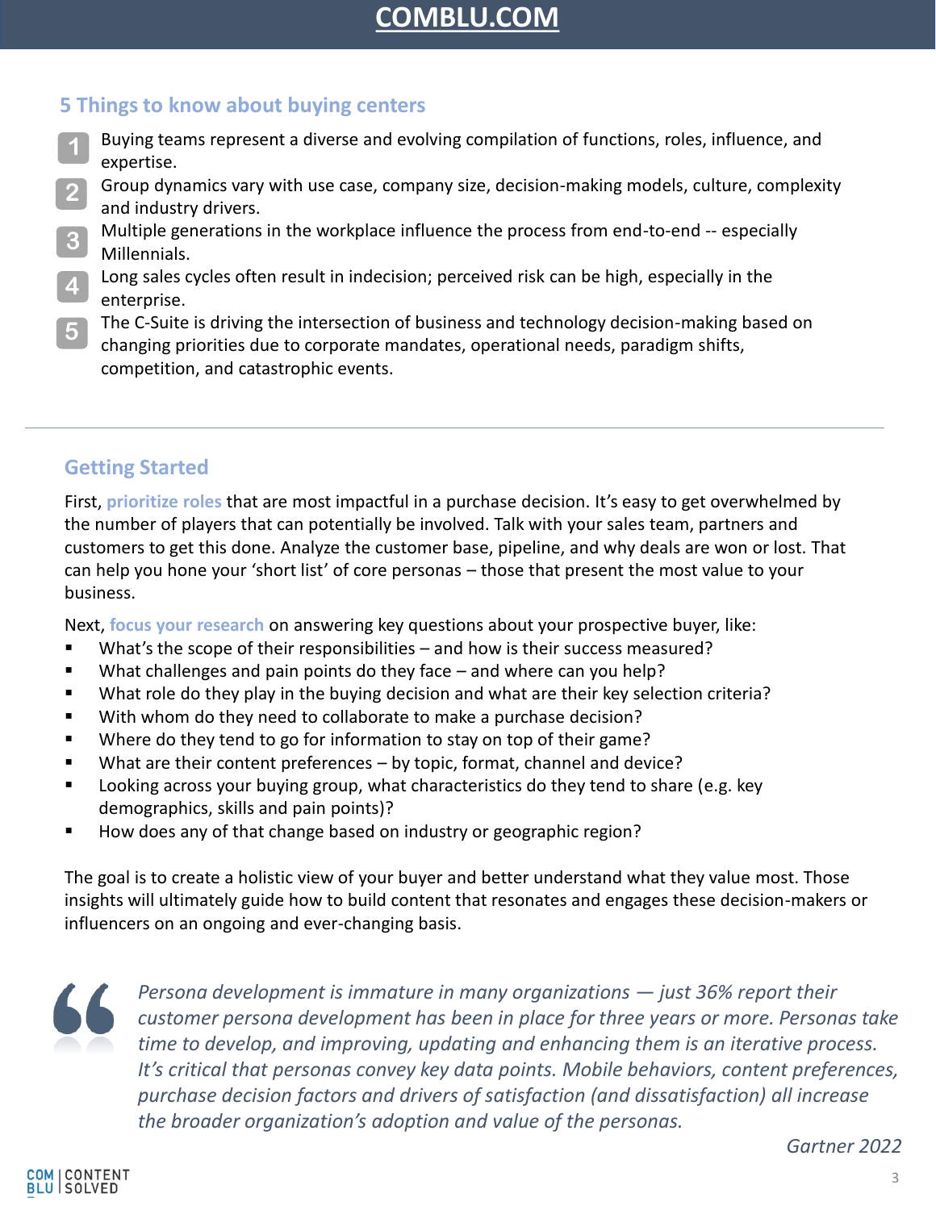## 5 Things to know about buying centers

1. Buying teams represent a diverse and evolving compilation of functions, roles, influence, and expertise.
2. Group dynamics vary with use case, company size, decision-making models, culture, complexity and industry drivers.
3. Multiple generations in the workplace influence the process from end-to-end -- especially Millennials.
4. Long sales cycles often result in indecision; perceived risk can be high, especially in the enterprise.
5. The C-Suite is driving the intersection of business and technology decision-making based on changing priorities due to corporate mandates, operational needs, paradigm shifts, competition, and catastrophic events.

---

## Getting Started

First, **prioritize roles** that are most impactful in a purchase decision. It's easy to get overwhelmed by the number of players that can potentially be involved. Talk with your sales team, partners and customers to get this done. Analyze the customer base, pipeline, and why deals are won or lost. That can help you hone your 'short list' of core personas – those that present the most value to your business.

Next, **focus your research** on answering key questions about your prospective buyer, like:

- What's the scope of their responsibilities – and how is their success measured?
- What challenges and pain points do they face – and where can you help?
- What role do they play in the buying decision and what are their key selection criteria?
- With whom do they need to collaborate to make a purchase decision?
- Where do they tend to go for information to stay on top of their game?
- What are their content preferences – by topic, format, channel and device?
- Looking across your buying group, what characteristics do they tend to share (e.g. key demographics, skills and pain points)?
- How does any of that change based on industry or geographic region?

The goal is to create a holistic view of your buyer and better understand what they value most. Those insights will ultimately guide how to build content that resonates and engages these decision-makers or influencers on an ongoing and ever-changing basis.

> *Persona development is immature in many organizations — just 36% report their customer persona development has been in place for three years or more. Personas take time to develop, and improving, updating and enhancing them is an iterative process. It's critical that personas convey key data points. Mobile behaviors, content preferences, purchase decision factors and drivers of satisfaction (and dissatisfaction) all increase the broader organization's adoption and value of the personas.*
>
> *Gartner 2022*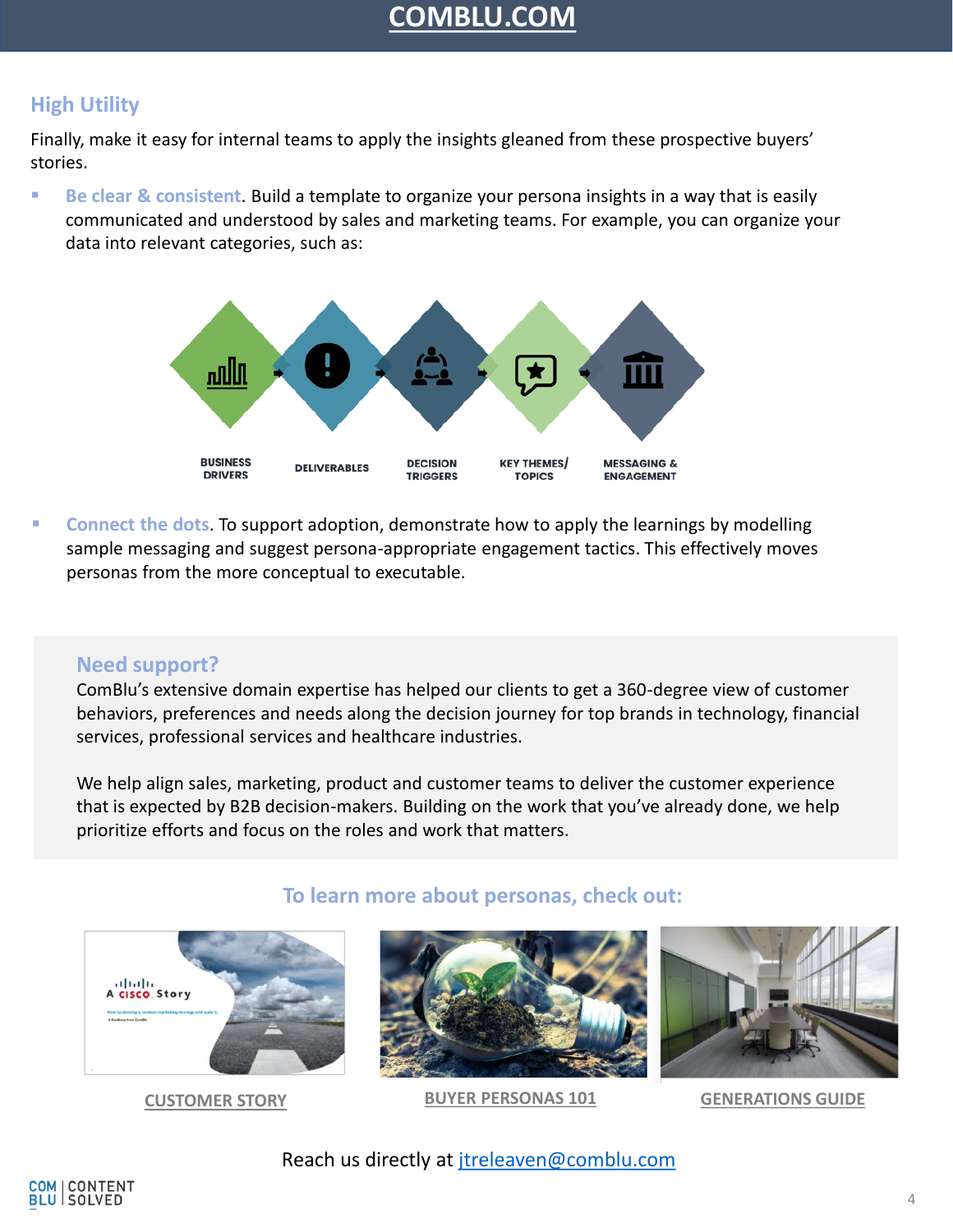## High Utility

Finally, make it easy for internal teams to apply the insights gleaned from these prospective buyers' stories.

- **Be clear & consistent**. Build a template to organize your persona insights in a way that is easily communicated and understood by sales and marketing teams. For example, you can organize your data into relevant categories, such as:

BUSINESS DRIVERS

DELIVERABLES

DECISION TRIGGERS

KEY THEMES/ TOPICS

MESSAGING & ENGAGEMENT

- **Connect the dots**. To support adoption, demonstrate how to apply the learnings by modelling sample messaging and suggest persona-appropriate engagement tactics. This effectively moves personas from the more conceptual to executable.

### Need support?

ComBlu's extensive domain expertise has helped our clients to get a 360-degree view of customer behaviors, preferences and needs along the decision journey for top brands in technology, financial services, professional services and healthcare industries.

We help align sales, marketing, product and customer teams to deliver the customer experience that is expected by B2B decision-makers. Building on the work that you've already done, we help prioritize efforts and focus on the roles and work that matters.

### To learn more about personas, check out:

CUSTOMER STORY

BUYER PERSONAS 101

GENERATIONS GUIDE

Reach us directly at jtreleaven@comblu.com